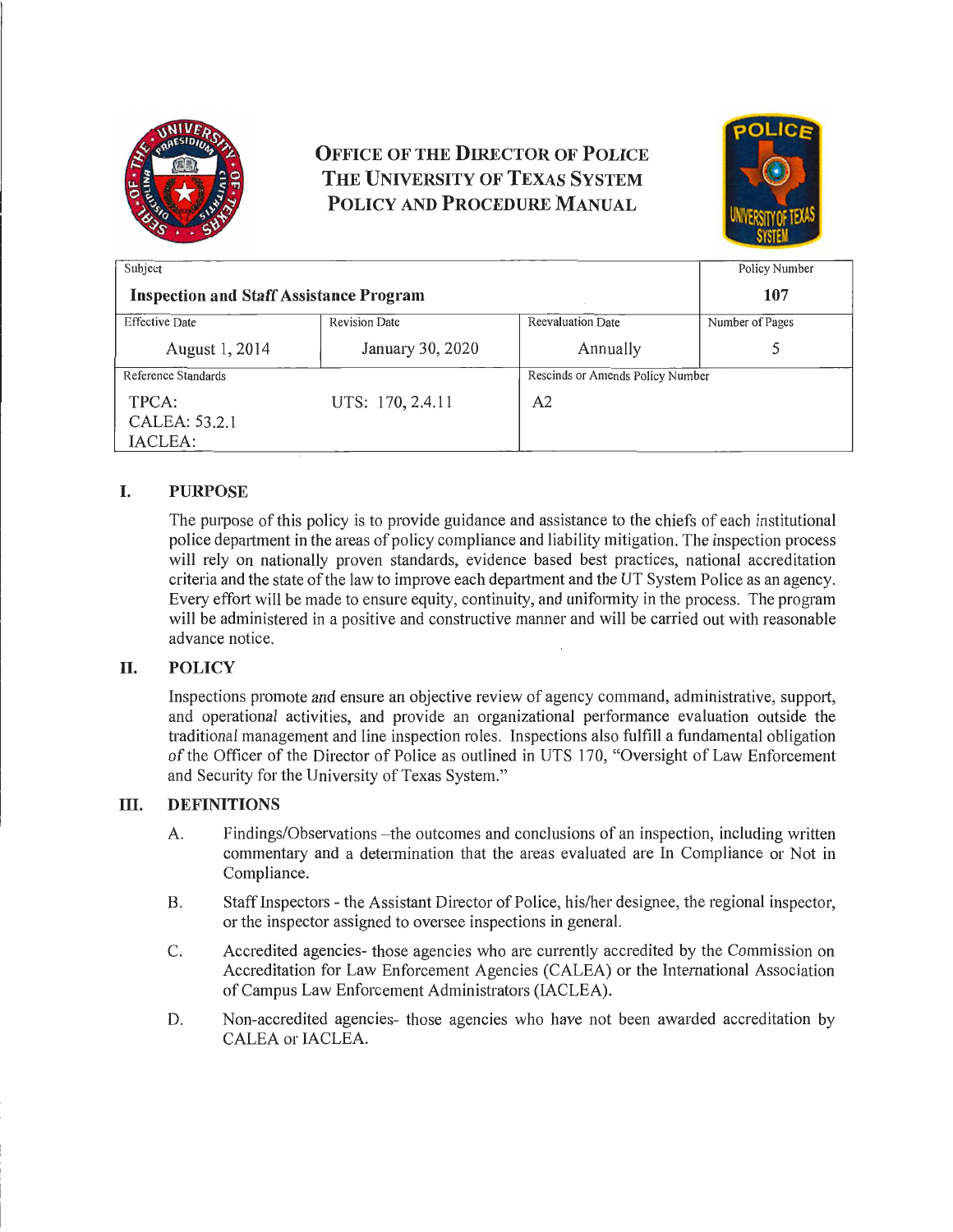# Office of the Director of Police
# The University of Texas System
# Policy and Procedure Manual

| Subject | | | Policy Number |
|---|---|---|---|
| **Inspection and Staff Assistance Program** | | | **107** |
| Effective Date | Revision Date | Reevaluation Date | Number of Pages |
| August 1, 2014 | January 30, 2020 | Annually | 5 |
| Reference Standards | | Rescinds or Amends Policy Number | |
| TPCA: CALEA: 53.2.1 IACLEA: | UTS: 170, 2.4.11 | A2 | |

## I. PURPOSE

The purpose of this policy is to provide guidance and assistance to the chiefs of each institutional police department in the areas of policy compliance and liability mitigation. The inspection process will rely on nationally proven standards, evidence based best practices, national accreditation criteria and the state of the law to improve each department and the UT System Police as an agency. Every effort will be made to ensure equity, continuity, and uniformity in the process. The program will be administered in a positive and constructive manner and will be carried out with reasonable advance notice.

## II. POLICY

Inspections promote and ensure an objective review of agency command, administrative, support, and operational activities, and provide an organizational performance evaluation outside the traditional management and line inspection roles. Inspections also fulfill a fundamental obligation of the Officer of the Director of Police as outlined in UTS 170, "Oversight of Law Enforcement and Security for the University of Texas System."

## III. DEFINITIONS

A. Findings/Observations –the outcomes and conclusions of an inspection, including written commentary and a determination that the areas evaluated are In Compliance or Not in Compliance.

B. Staff Inspectors - the Assistant Director of Police, his/her designee, the regional inspector, or the inspector assigned to oversee inspections in general.

C. Accredited agencies- those agencies who are currently accredited by the Commission on Accreditation for Law Enforcement Agencies (CALEA) or the International Association of Campus Law Enforcement Administrators (IACLEA).

D. Non-accredited agencies- those agencies who have not been awarded accreditation by CALEA or IACLEA.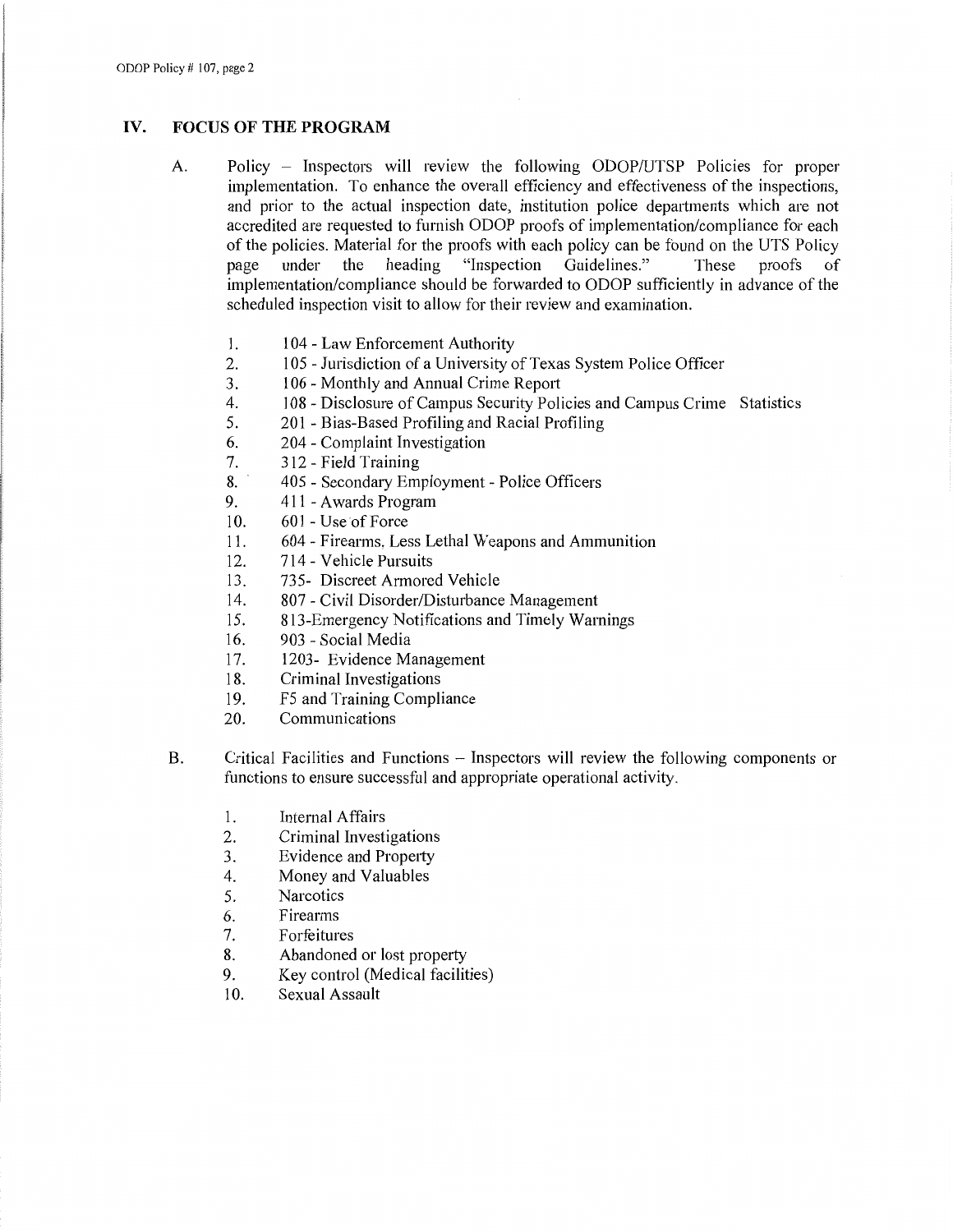## IV. FOCUS OF THE PROGRAM

A. Policy – Inspectors will review the following ODOP/UTSP Policies for proper implementation. To enhance the overall efficiency and effectiveness of the inspections, and prior to the actual inspection date, institution police departments which are not accredited are requested to furnish ODOP proofs of implementation/compliance for each of the policies. Material for the proofs with each policy can be found on the UTS Policy page under the heading "Inspection Guidelines." These proofs of implementation/compliance should be forwarded to ODOP sufficiently in advance of the scheduled inspection visit to allow for their review and examination.

1. 104 - Law Enforcement Authority
2. 105 - Jurisdiction of a University of Texas System Police Officer
3. 106 - Monthly and Annual Crime Report
4. 108 - Disclosure of Campus Security Policies and Campus Crime Statistics
5. 201 - Bias-Based Profiling and Racial Profiling
6. 204 - Complaint Investigation
7. 312 - Field Training
8. 405 - Secondary Employment - Police Officers
9. 411 - Awards Program
10. 601 - Use of Force
11. 604 - Firearms, Less Lethal Weapons and Ammunition
12. 714 - Vehicle Pursuits
13. 735- Discreet Armored Vehicle
14. 807 - Civil Disorder/Disturbance Management
15. 813-Emergency Notifications and Timely Warnings
16. 903 - Social Media
17. 1203- Evidence Management
18. Criminal Investigations
19. F5 and Training Compliance
20. Communications

B. Critical Facilities and Functions – Inspectors will review the following components or functions to ensure successful and appropriate operational activity.

1. Internal Affairs
2. Criminal Investigations
3. Evidence and Property
4. Money and Valuables
5. Narcotics
6. Firearms
7. Forfeitures
8. Abandoned or lost property
9. Key control (Medical facilities)
10. Sexual Assault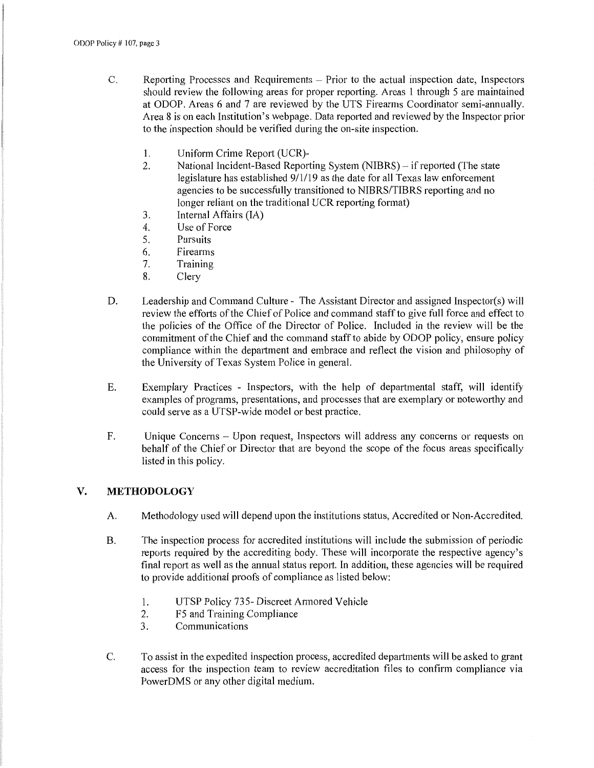C. Reporting Processes and Requirements – Prior to the actual inspection date, Inspectors should review the following areas for proper reporting. Areas 1 through 5 are maintained at ODOP. Areas 6 and 7 are reviewed by the UTS Firearms Coordinator semi-annually. Area 8 is on each Institution's webpage. Data reported and reviewed by the Inspector prior to the inspection should be verified during the on-site inspection.

1. Uniform Crime Report (UCR)-
2. National Incident-Based Reporting System (NIBRS) – if reported (The state legislature has established 9/1/19 as the date for all Texas law enforcement agencies to be successfully transitioned to NIBRS/TIBRS reporting and no longer reliant on the traditional UCR reporting format)
3. Internal Affairs (IA)
4. Use of Force
5. Pursuits
6. Firearms
7. Training
8. Clery

D. Leadership and Command Culture - The Assistant Director and assigned Inspector(s) will review the efforts of the Chief of Police and command staff to give full force and effect to the policies of the Office of the Director of Police. Included in the review will be the commitment of the Chief and the command staff to abide by ODOP policy, ensure policy compliance within the department and embrace and reflect the vision and philosophy of the University of Texas System Police in general.

E. Exemplary Practices - Inspectors, with the help of departmental staff, will identify examples of programs, presentations, and processes that are exemplary or noteworthy and could serve as a UTSP-wide model or best practice.

F. Unique Concerns – Upon request, Inspectors will address any concerns or requests on behalf of the Chief or Director that are beyond the scope of the focus areas specifically listed in this policy.

## V. METHODOLOGY

A. Methodology used will depend upon the institutions status, Accredited or Non-Accredited.

B. The inspection process for accredited institutions will include the submission of periodic reports required by the accrediting body. These will incorporate the respective agency's final report as well as the annual status report. In addition, these agencies will be required to provide additional proofs of compliance as listed below:

1. UTSP Policy 735- Discreet Armored Vehicle
2. F5 and Training Compliance
3. Communications

C. To assist in the expedited inspection process, accredited departments will be asked to grant access for the inspection team to review accreditation files to confirm compliance via PowerDMS or any other digital medium.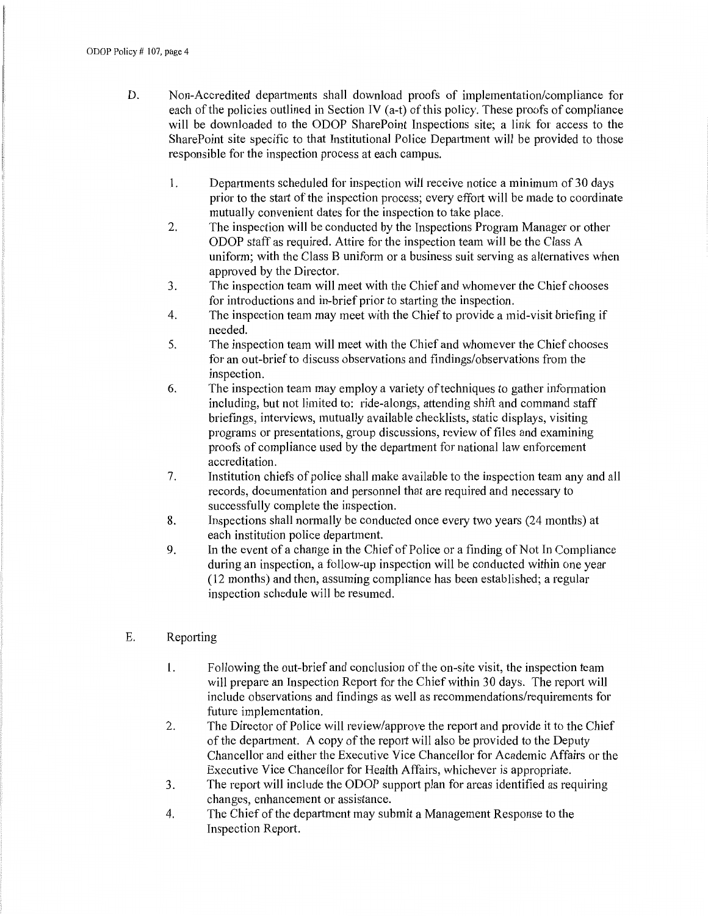D. Non-Accredited departments shall download proofs of implementation/compliance for each of the policies outlined in Section IV (a-t) of this policy. These proofs of compliance will be downloaded to the ODOP SharePoint Inspections site; a link for access to the SharePoint site specific to that Institutional Police Department will be provided to those responsible for the inspection process at each campus.

1. Departments scheduled for inspection will receive notice a minimum of 30 days prior to the start of the inspection process; every effort will be made to coordinate mutually convenient dates for the inspection to take place.
2. The inspection will be conducted by the Inspections Program Manager or other ODOP staff as required. Attire for the inspection team will be the Class A uniform; with the Class B uniform or a business suit serving as alternatives when approved by the Director.
3. The inspection team will meet with the Chief and whomever the Chief chooses for introductions and in-brief prior to starting the inspection.
4. The inspection team may meet with the Chief to provide a mid-visit briefing if needed.
5. The inspection team will meet with the Chief and whomever the Chief chooses for an out-brief to discuss observations and findings/observations from the inspection.
6. The inspection team may employ a variety of techniques to gather information including, but not limited to: ride-alongs, attending shift and command staff briefings, interviews, mutually available checklists, static displays, visiting programs or presentations, group discussions, review of files and examining proofs of compliance used by the department for national law enforcement accreditation.
7. Institution chiefs of police shall make available to the inspection team any and all records, documentation and personnel that are required and necessary to successfully complete the inspection.
8. Inspections shall normally be conducted once every two years (24 months) at each institution police department.
9. In the event of a change in the Chief of Police or a finding of Not In Compliance during an inspection, a follow-up inspection will be conducted within one year (12 months) and then, assuming compliance has been established; a regular inspection schedule will be resumed.

E. Reporting

1. Following the out-brief and conclusion of the on-site visit, the inspection team will prepare an Inspection Report for the Chief within 30 days. The report will include observations and findings as well as recommendations/requirements for future implementation.
2. The Director of Police will review/approve the report and provide it to the Chief of the department. A copy of the report will also be provided to the Deputy Chancellor and either the Executive Vice Chancellor for Academic Affairs or the Executive Vice Chancellor for Health Affairs, whichever is appropriate.
3. The report will include the ODOP support plan for areas identified as requiring changes, enhancement or assistance.
4. The Chief of the department may submit a Management Response to the Inspection Report.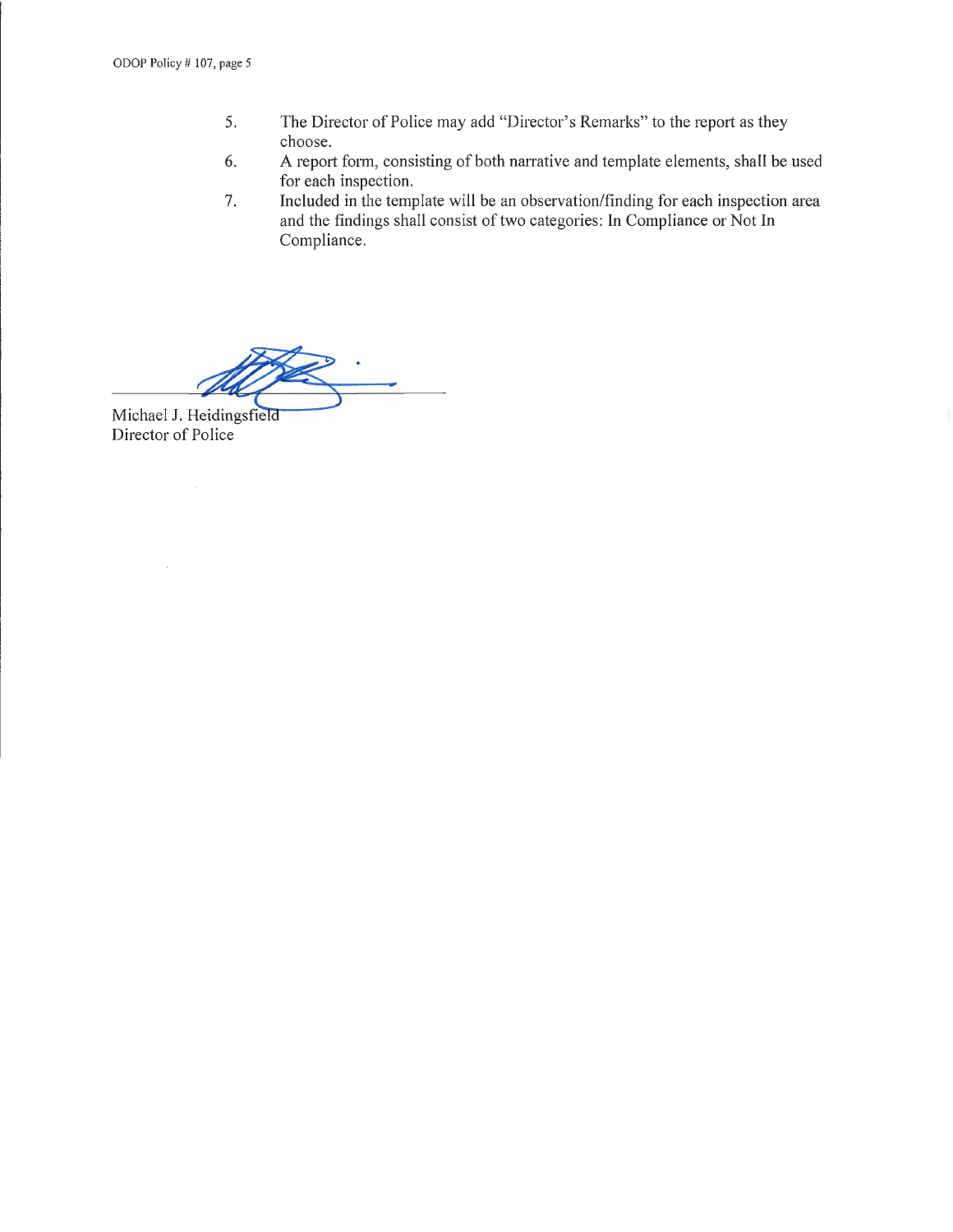5. The Director of Police may add "Director's Remarks" to the report as they choose.
6. A report form, consisting of both narrative and template elements, shall be used for each inspection.
7. Included in the template will be an observation/finding for each inspection area and the findings shall consist of two categories: In Compliance or Not In Compliance.

Michael J. Heidingsfield
Director of Police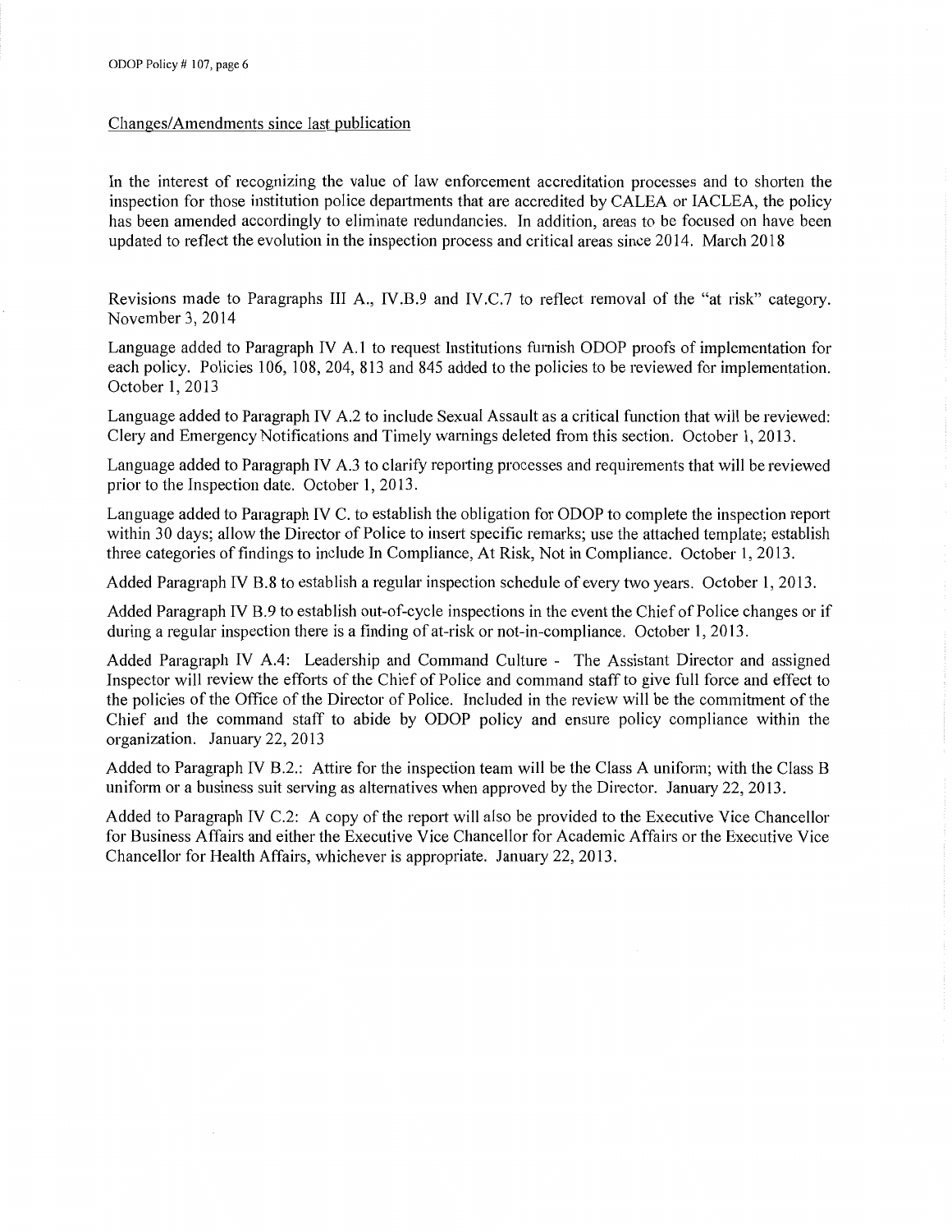## Changes/Amendments since last publication

In the interest of recognizing the value of law enforcement accreditation processes and to shorten the inspection for those institution police departments that are accredited by CALEA or IACLEA, the policy has been amended accordingly to eliminate redundancies. In addition, areas to be focused on have been updated to reflect the evolution in the inspection process and critical areas since 2014. March 2018

Revisions made to Paragraphs III A., IV.B.9 and IV.C.7 to reflect removal of the "at risk" category. November 3, 2014

Language added to Paragraph IV A.1 to request Institutions furnish ODOP proofs of implementation for each policy. Policies 106, 108, 204, 813 and 845 added to the policies to be reviewed for implementation. October 1, 2013

Language added to Paragraph IV A.2 to include Sexual Assault as a critical function that will be reviewed: Clery and Emergency Notifications and Timely warnings deleted from this section. October 1, 2013.

Language added to Paragraph IV A.3 to clarify reporting processes and requirements that will be reviewed prior to the Inspection date. October 1, 2013.

Language added to Paragraph IV C. to establish the obligation for ODOP to complete the inspection report within 30 days; allow the Director of Police to insert specific remarks; use the attached template; establish three categories of findings to include In Compliance, At Risk, Not in Compliance. October 1, 2013.

Added Paragraph IV B.8 to establish a regular inspection schedule of every two years. October 1, 2013.

Added Paragraph IV B.9 to establish out-of-cycle inspections in the event the Chief of Police changes or if during a regular inspection there is a finding of at-risk or not-in-compliance. October 1, 2013.

Added Paragraph IV A.4: Leadership and Command Culture - The Assistant Director and assigned Inspector will review the efforts of the Chief of Police and command staff to give full force and effect to the policies of the Office of the Director of Police. Included in the review will be the commitment of the Chief and the command staff to abide by ODOP policy and ensure policy compliance within the organization. January 22, 2013

Added to Paragraph IV B.2.: Attire for the inspection team will be the Class A uniform; with the Class B uniform or a business suit serving as alternatives when approved by the Director. January 22, 2013.

Added to Paragraph IV C.2: A copy of the report will also be provided to the Executive Vice Chancellor for Business Affairs and either the Executive Vice Chancellor for Academic Affairs or the Executive Vice Chancellor for Health Affairs, whichever is appropriate. January 22, 2013.